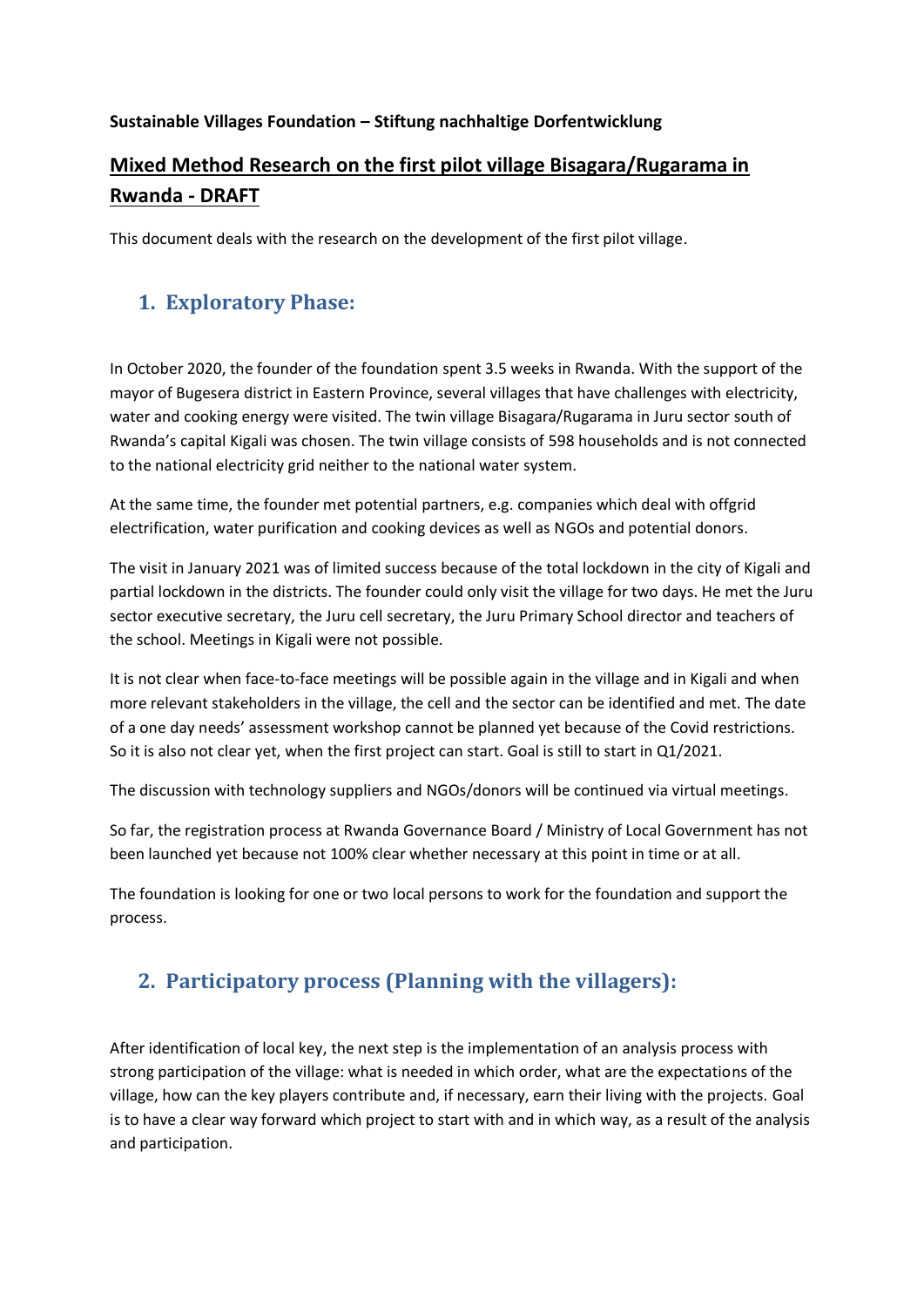**Sustainable Villages Foundation – Stiftung nachhaltige Dorfentwicklung**

# Mixed Method Research on the first pilot village Bisagara/Rugarama in Rwanda - DRAFT

This document deals with the research on the development of the first pilot village.

## 1. Exploratory Phase:

In October 2020, the founder of the foundation spent 3.5 weeks in Rwanda. With the support of the mayor of Bugesera district in Eastern Province, several villages that have challenges with electricity, water and cooking energy were visited. The twin village Bisagara/Rugarama in Juru sector south of Rwanda's capital Kigali was chosen. The twin village consists of 598 households and is not connected to the national electricity grid neither to the national water system.

At the same time, the founder met potential partners, e.g. companies which deal with offgrid electrification, water purification and cooking devices as well as NGOs and potential donors.

The visit in January 2021 was of limited success because of the total lockdown in the city of Kigali and partial lockdown in the districts. The founder could only visit the village for two days. He met the Juru sector executive secretary, the Juru cell secretary, the Juru Primary School director and teachers of the school. Meetings in Kigali were not possible.

It is not clear when face-to-face meetings will be possible again in the village and in Kigali and when more relevant stakeholders in the village, the cell and the sector can be identified and met. The date of a one day needs' assessment workshop cannot be planned yet because of the Covid restrictions. So it is also not clear yet, when the first project can start. Goal is still to start in Q1/2021.

The discussion with technology suppliers and NGOs/donors will be continued via virtual meetings.

So far, the registration process at Rwanda Governance Board / Ministry of Local Government has not been launched yet because not 100% clear whether necessary at this point in time or at all.

The foundation is looking for one or two local persons to work for the foundation and support the process.

## 2. Participatory process (Planning with the villagers):

After identification of local key, the next step is the implementation of an analysis process with strong participation of the village: what is needed in which order, what are the expectations of the village, how can the key players contribute and, if necessary, earn their living with the projects. Goal is to have a clear way forward which project to start with and in which way, as a result of the analysis and participation.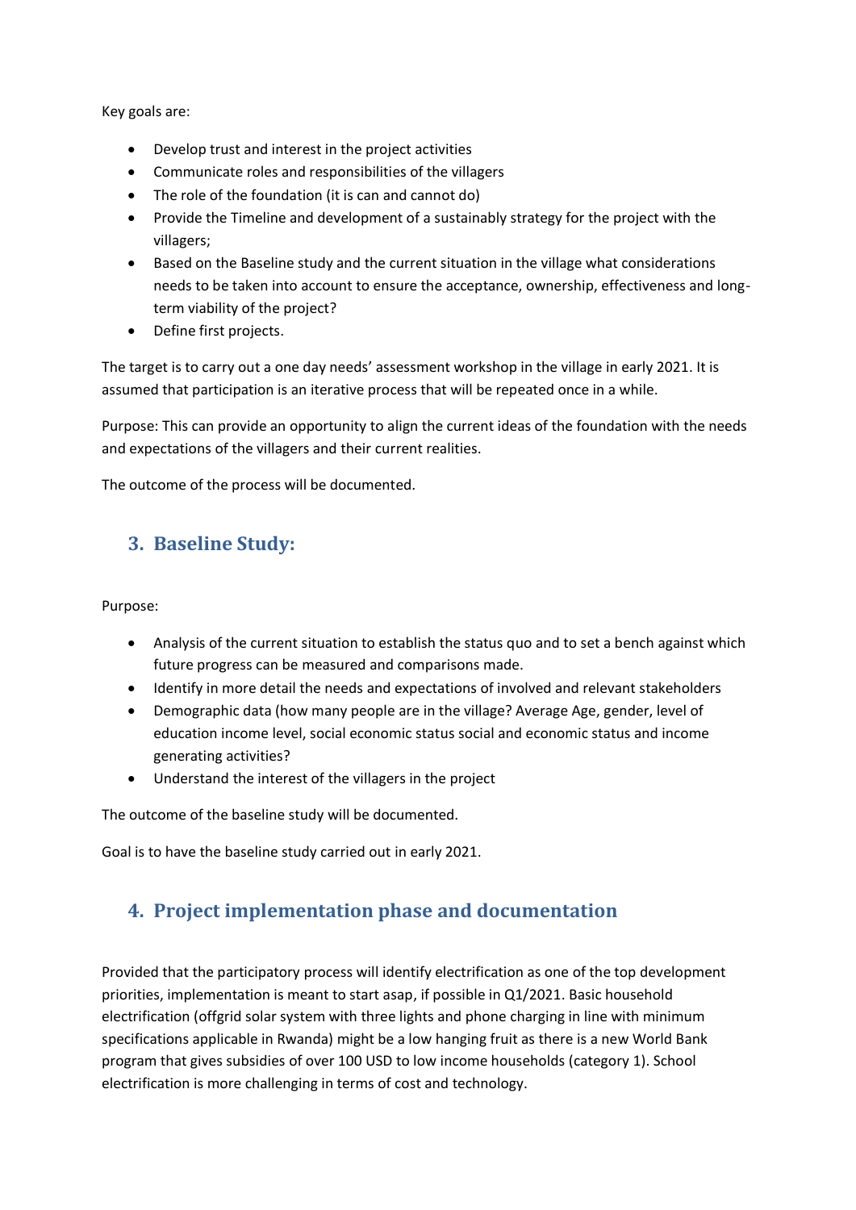Key goals are:

- Develop trust and interest in the project activities
- Communicate roles and responsibilities of the villagers
- The role of the foundation (it is can and cannot do)
- Provide the Timeline and development of a sustainably strategy for the project with the villagers;
- Based on the Baseline study and the current situation in the village what considerations needs to be taken into account to ensure the acceptance, ownership, effectiveness and long-term viability of the project?
- Define first projects.

The target is to carry out a one day needs' assessment workshop in the village in early 2021. It is assumed that participation is an iterative process that will be repeated once in a while.

Purpose: This can provide an opportunity to align the current ideas of the foundation with the needs and expectations of the villagers and their current realities.

The outcome of the process will be documented.

## 3. Baseline Study:

Purpose:

- Analysis of the current situation to establish the status quo and to set a bench against which future progress can be measured and comparisons made.
- Identify in more detail the needs and expectations of involved and relevant stakeholders
- Demographic data (how many people are in the village? Average Age, gender, level of education income level, social economic status social and economic status and income generating activities?
- Understand the interest of the villagers in the project

The outcome of the baseline study will be documented.

Goal is to have the baseline study carried out in early 2021.

## 4. Project implementation phase and documentation

Provided that the participatory process will identify electrification as one of the top development priorities, implementation is meant to start asap, if possible in Q1/2021. Basic household electrification (offgrid solar system with three lights and phone charging in line with minimum specifications applicable in Rwanda) might be a low hanging fruit as there is a new World Bank program that gives subsidies of over 100 USD to low income households (category 1). School electrification is more challenging in terms of cost and technology.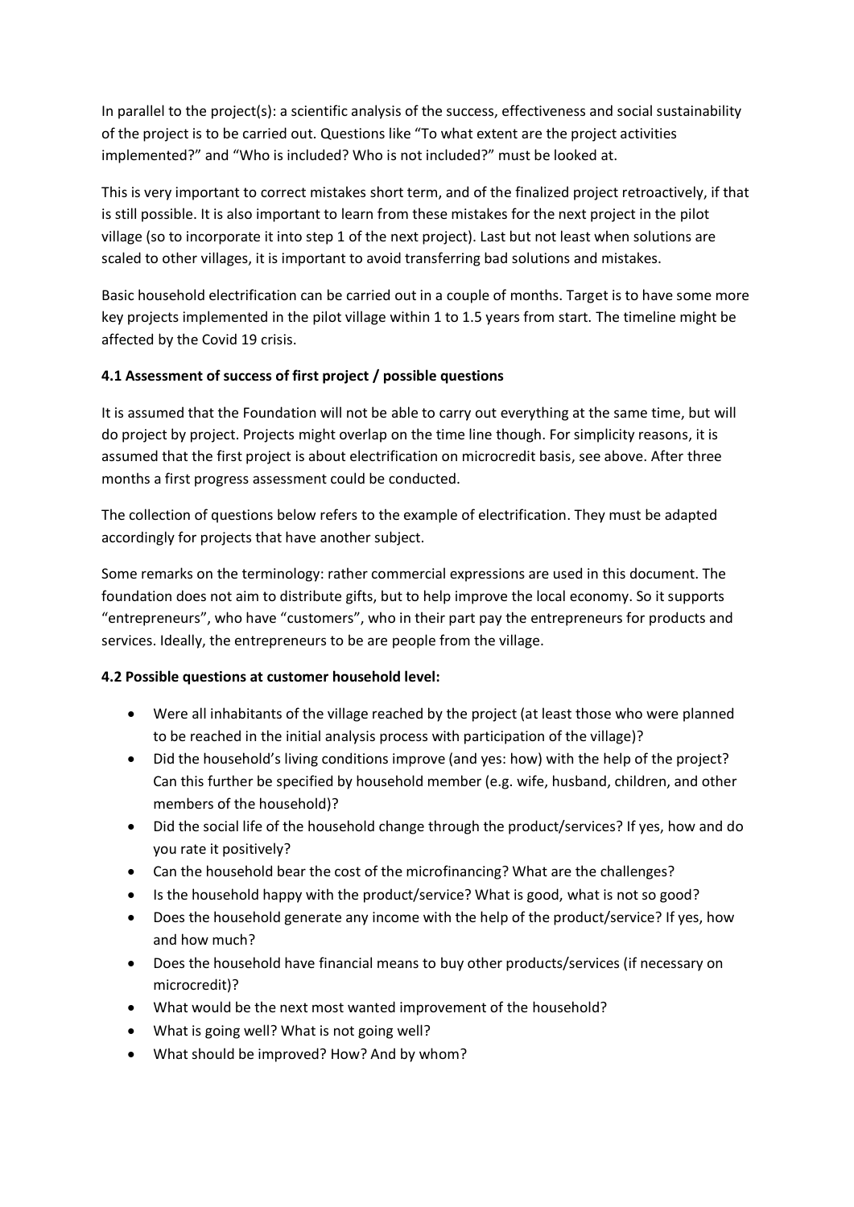In parallel to the project(s): a scientific analysis of the success, effectiveness and social sustainability of the project is to be carried out. Questions like "To what extent are the project activities implemented?" and "Who is included? Who is not included?" must be looked at.

This is very important to correct mistakes short term, and of the finalized project retroactively, if that is still possible. It is also important to learn from these mistakes for the next project in the pilot village (so to incorporate it into step 1 of the next project). Last but not least when solutions are scaled to other villages, it is important to avoid transferring bad solutions and mistakes.

Basic household electrification can be carried out in a couple of months. Target is to have some more key projects implemented in the pilot village within 1 to 1.5 years from start. The timeline might be affected by the Covid 19 crisis.

### 4.1 Assessment of success of first project / possible questions

It is assumed that the Foundation will not be able to carry out everything at the same time, but will do project by project. Projects might overlap on the time line though. For simplicity reasons, it is assumed that the first project is about electrification on microcredit basis, see above. After three months a first progress assessment could be conducted.

The collection of questions below refers to the example of electrification. They must be adapted accordingly for projects that have another subject.

Some remarks on the terminology: rather commercial expressions are used in this document. The foundation does not aim to distribute gifts, but to help improve the local economy. So it supports "entrepreneurs", who have "customers", who in their part pay the entrepreneurs for products and services. Ideally, the entrepreneurs to be are people from the village.

### 4.2 Possible questions at customer household level:

- Were all inhabitants of the village reached by the project (at least those who were planned to be reached in the initial analysis process with participation of the village)?
- Did the household's living conditions improve (and yes: how) with the help of the project? Can this further be specified by household member (e.g. wife, husband, children, and other members of the household)?
- Did the social life of the household change through the product/services? If yes, how and do you rate it positively?
- Can the household bear the cost of the microfinancing? What are the challenges?
- Is the household happy with the product/service? What is good, what is not so good?
- Does the household generate any income with the help of the product/service? If yes, how and how much?
- Does the household have financial means to buy other products/services (if necessary on microcredit)?
- What would be the next most wanted improvement of the household?
- What is going well? What is not going well?
- What should be improved? How? And by whom?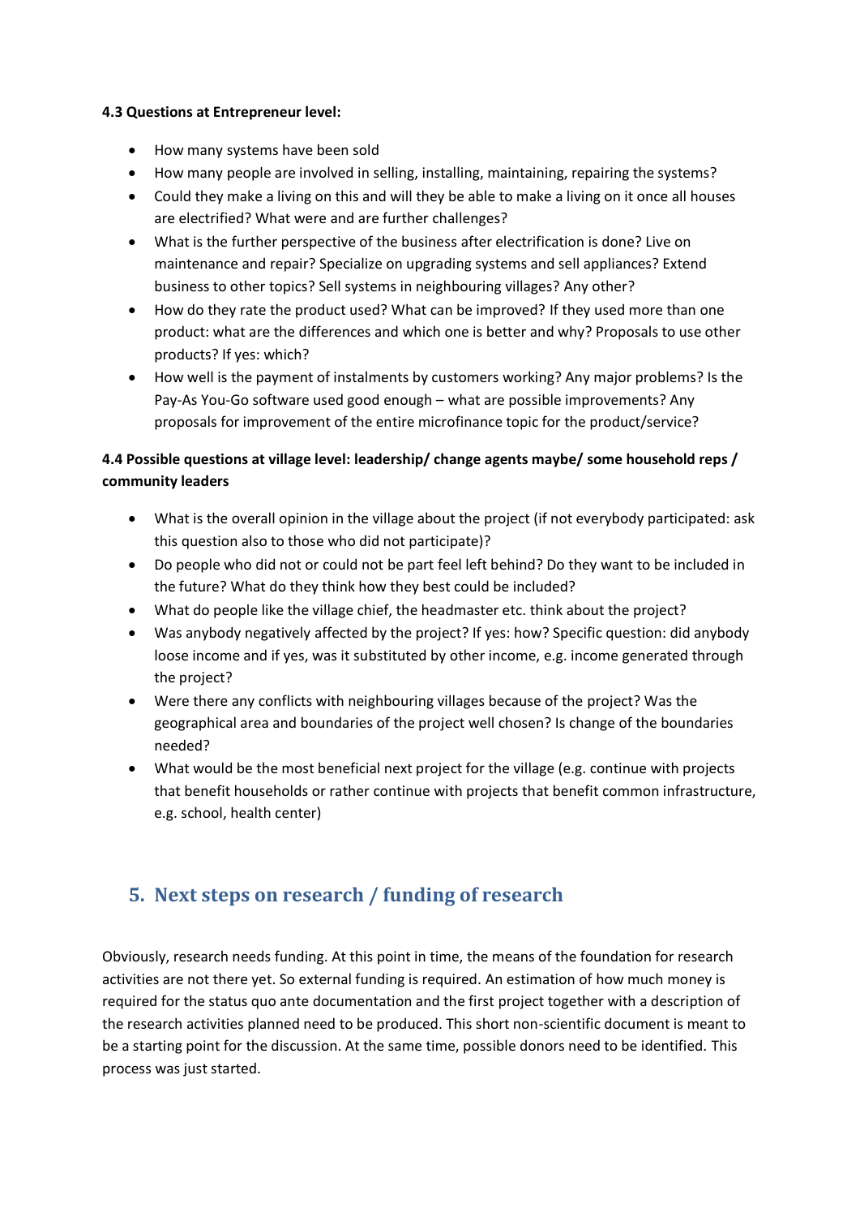**4.3 Questions at Entrepreneur level:**

- How many systems have been sold
- How many people are involved in selling, installing, maintaining, repairing the systems?
- Could they make a living on this and will they be able to make a living on it once all houses are electrified? What were and are further challenges?
- What is the further perspective of the business after electrification is done? Live on maintenance and repair? Specialize on upgrading systems and sell appliances? Extend business to other topics? Sell systems in neighbouring villages? Any other?
- How do they rate the product used? What can be improved? If they used more than one product: what are the differences and which one is better and why? Proposals to use other products? If yes: which?
- How well is the payment of instalments by customers working? Any major problems? Is the Pay-As You-Go software used good enough – what are possible improvements? Any proposals for improvement of the entire microfinance topic for the product/service?

**4.4 Possible questions at village level: leadership/ change agents maybe/ some household reps / community leaders**

- What is the overall opinion in the village about the project (if not everybody participated: ask this question also to those who did not participate)?
- Do people who did not or could not be part feel left behind? Do they want to be included in the future? What do they think how they best could be included?
- What do people like the village chief, the headmaster etc. think about the project?
- Was anybody negatively affected by the project? If yes: how? Specific question: did anybody loose income and if yes, was it substituted by other income, e.g. income generated through the project?
- Were there any conflicts with neighbouring villages because of the project? Was the geographical area and boundaries of the project well chosen? Is change of the boundaries needed?
- What would be the most beneficial next project for the village (e.g. continue with projects that benefit households or rather continue with projects that benefit common infrastructure, e.g. school, health center)

## 5. Next steps on research / funding of research

Obviously, research needs funding. At this point in time, the means of the foundation for research activities are not there yet. So external funding is required. An estimation of how much money is required for the status quo ante documentation and the first project together with a description of the research activities planned need to be produced. This short non-scientific document is meant to be a starting point for the discussion. At the same time, possible donors need to be identified. This process was just started.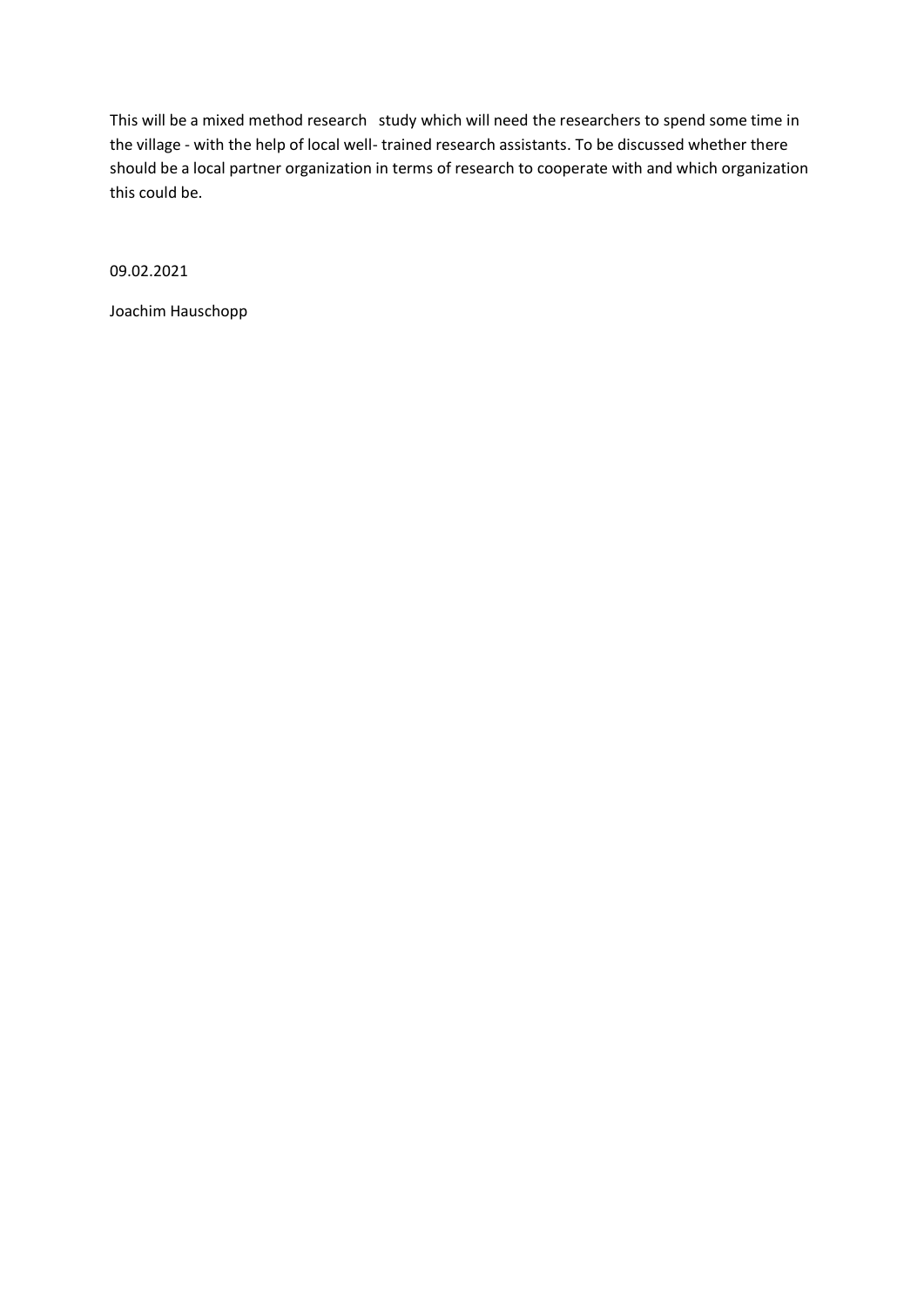This will be a mixed method research study which will need the researchers to spend some time in the village - with the help of local well- trained research assistants. To be discussed whether there should be a local partner organization in terms of research to cooperate with and which organization this could be.

09.02.2021

Joachim Hauschopp